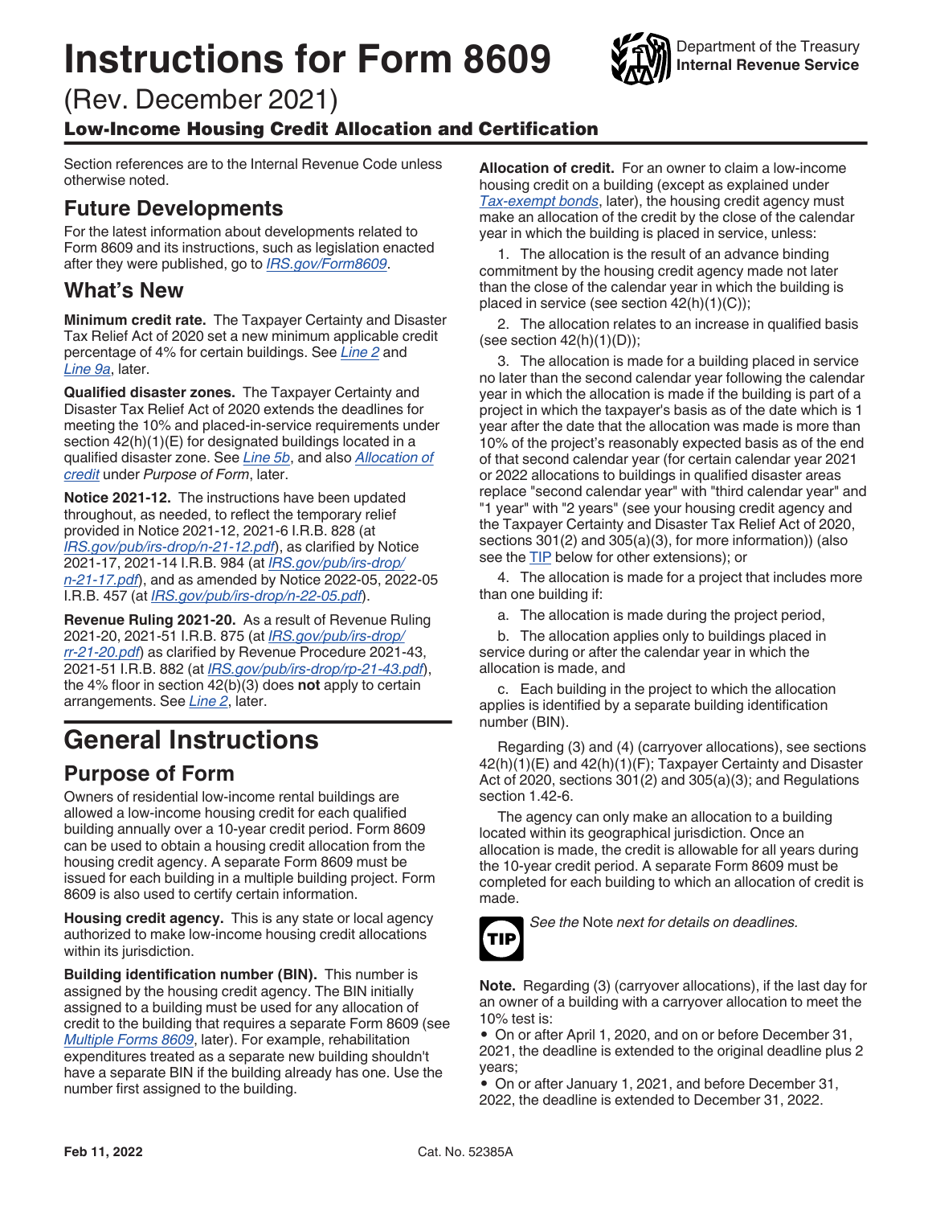# Instructions for Form 8609

Department of the Treasury
**Internal Revenue Service**

(Rev. December 2021)

## Low-Income Housing Credit Allocation and Certification

Section references are to the Internal Revenue Code unless otherwise noted.

## Future Developments

For the latest information about developments related to Form 8609 and its instructions, such as legislation enacted after they were published, go to *IRS.gov/Form8609*.

## What's New

**Minimum credit rate.** The Taxpayer Certainty and Disaster Tax Relief Act of 2020 set a new minimum applicable credit percentage of 4% for certain buildings. See *Line 2* and *Line 9a*, later.

**Qualified disaster zones.** The Taxpayer Certainty and Disaster Tax Relief Act of 2020 extends the deadlines for meeting the 10% and placed-in-service requirements under section 42(h)(1)(E) for designated buildings located in a qualified disaster zone. See *Line 5b*, and also *Allocation of credit* under *Purpose of Form*, later.

**Notice 2021-12.** The instructions have been updated throughout, as needed, to reflect the temporary relief provided in Notice 2021-12, 2021-6 I.R.B. 828 (at *IRS.gov/pub/irs-drop/n-21-12.pdf*), as clarified by Notice 2021-17, 2021-14 I.R.B. 984 (at *IRS.gov/pub/irs-drop/n-21-17.pdf*), and as amended by Notice 2022-05, 2022-05 I.R.B. 457 (at *IRS.gov/pub/irs-drop/n-22-05.pdf*).

**Revenue Ruling 2021-20.** As a result of Revenue Ruling 2021-20, 2021-51 I.R.B. 875 (at *IRS.gov/pub/irs-drop/rr-21-20.pdf*) as clarified by Revenue Procedure 2021-43, 2021-51 I.R.B. 882 (at *IRS.gov/pub/irs-drop/rp-21-43.pdf*), the 4% floor in section 42(b)(3) does **not** apply to certain arrangements. See *Line 2*, later.

# General Instructions

## Purpose of Form

Owners of residential low-income rental buildings are allowed a low-income housing credit for each qualified building annually over a 10-year credit period. Form 8609 can be used to obtain a housing credit allocation from the housing credit agency. A separate Form 8609 must be issued for each building in a multiple building project. Form 8609 is also used to certify certain information.

**Housing credit agency.** This is any state or local agency authorized to make low-income housing credit allocations within its jurisdiction.

**Building identification number (BIN).** This number is assigned by the housing credit agency. The BIN initially assigned to a building must be used for any allocation of credit to the building that requires a separate Form 8609 (see *Multiple Forms 8609*, later). For example, rehabilitation expenditures treated as a separate new building shouldn't have a separate BIN if the building already has one. Use the number first assigned to the building.

**Allocation of credit.** For an owner to claim a low-income housing credit on a building (except as explained under *Tax-exempt bonds*, later), the housing credit agency must make an allocation of the credit by the close of the calendar year in which the building is placed in service, unless:

1. The allocation is the result of an advance binding commitment by the housing credit agency made not later than the close of the calendar year in which the building is placed in service (see section 42(h)(1)(C));

2. The allocation relates to an increase in qualified basis (see section 42(h)(1)(D));

3. The allocation is made for a building placed in service no later than the second calendar year following the calendar year in which the allocation is made if the building is part of a project in which the taxpayer's basis as of the date which is 1 year after the date that the allocation was made is more than 10% of the project's reasonably expected basis as of the end of that second calendar year (for certain calendar year 2021 or 2022 allocations to buildings in qualified disaster areas replace "second calendar year" with "third calendar year" and "1 year" with "2 years" (see your housing credit agency and the Taxpayer Certainty and Disaster Tax Relief Act of 2020, sections 301(2) and 305(a)(3), for more information)) (also see the TIP below for other extensions); or

4. The allocation is made for a project that includes more than one building if:

   a. The allocation is made during the project period,

   b. The allocation applies only to buildings placed in service during or after the calendar year in which the allocation is made, and

   c. Each building in the project to which the allocation applies is identified by a separate building identification number (BIN).

Regarding (3) and (4) (carryover allocations), see sections 42(h)(1)(E) and 42(h)(1)(F); Taxpayer Certainty and Disaster Act of 2020, sections 301(2) and 305(a)(3); and Regulations section 1.42-6.

The agency can only make an allocation to a building located within its geographical jurisdiction. Once an allocation is made, the credit is allowable for all years during the 10-year credit period. A separate Form 8609 must be completed for each building to which an allocation of credit is made.

**TIP** *See the* Note *next for details on deadlines.*

**Note.** Regarding (3) (carryover allocations), if the last day for an owner of a building with a carryover allocation to meet the 10% test is:

- On or after April 1, 2020, and on or before December 31, 2021, the deadline is extended to the original deadline plus 2 years;
- On or after January 1, 2021, and before December 31, 2022, the deadline is extended to December 31, 2022.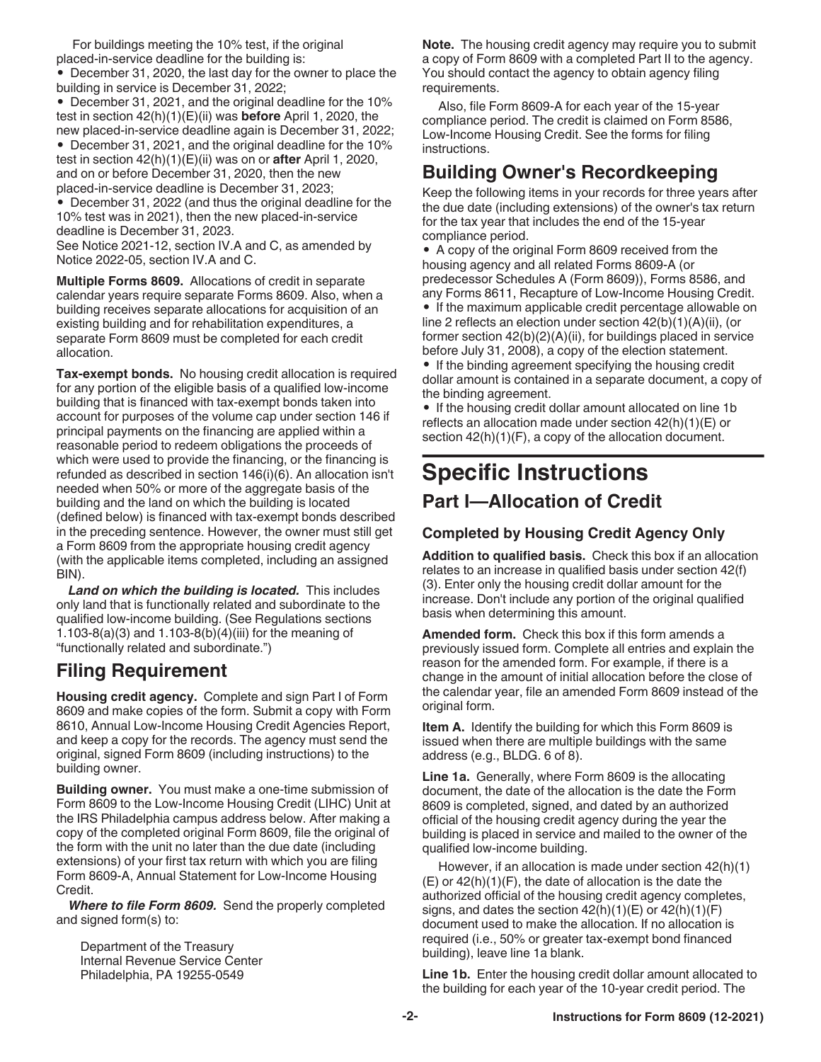For buildings meeting the 10% test, if the original placed-in-service deadline for the building is:

- December 31, 2020, the last day for the owner to place the building in service is December 31, 2022;
- December 31, 2021, and the original deadline for the 10% test in section 42(h)(1)(E)(ii) was **before** April 1, 2020, the new placed-in-service deadline again is December 31, 2022;
- December 31, 2021, and the original deadline for the 10% test in section 42(h)(1)(E)(ii) was on or **after** April 1, 2020, and on or before December 31, 2020, then the new placed-in-service deadline is December 31, 2023;
- December 31, 2022 (and thus the original deadline for the 10% test was in 2021), then the new placed-in-service deadline is December 31, 2023.

See Notice 2021-12, section IV.A and C, as amended by Notice 2022-05, section IV.A and C.

**Multiple Forms 8609.** Allocations of credit in separate calendar years require separate Forms 8609. Also, when a building receives separate allocations for acquisition of an existing building and for rehabilitation expenditures, a separate Form 8609 must be completed for each credit allocation.

**Tax-exempt bonds.** No housing credit allocation is required for any portion of the eligible basis of a qualified low-income building that is financed with tax-exempt bonds taken into account for purposes of the volume cap under section 146 if principal payments on the financing are applied within a reasonable period to redeem obligations the proceeds of which were used to provide the financing, or the financing is refunded as described in section 146(i)(6). An allocation isn't needed when 50% or more of the aggregate basis of the building and the land on which the building is located (defined below) is financed with tax-exempt bonds described in the preceding sentence. However, the owner must still get a Form 8609 from the appropriate housing credit agency (with the applicable items completed, including an assigned BIN).

***Land on which the building is located.*** This includes only land that is functionally related and subordinate to the qualified low-income building. (See Regulations sections 1.103-8(a)(3) and 1.103-8(b)(4)(iii) for the meaning of "functionally related and subordinate.")

## Filing Requirement

**Housing credit agency.** Complete and sign Part I of Form 8609 and make copies of the form. Submit a copy with Form 8610, Annual Low-Income Housing Credit Agencies Report, and keep a copy for the records. The agency must send the original, signed Form 8609 (including instructions) to the building owner.

**Building owner.** You must make a one-time submission of Form 8609 to the Low-Income Housing Credit (LIHC) Unit at the IRS Philadelphia campus address below. After making a copy of the completed original Form 8609, file the original of the form with the unit no later than the due date (including extensions) of your first tax return with which you are filing Form 8609-A, Annual Statement for Low-Income Housing Credit.

***Where to file Form 8609.*** Send the properly completed and signed form(s) to:

Department of the Treasury
Internal Revenue Service Center
Philadelphia, PA 19255-0549

**Note.** The housing credit agency may require you to submit a copy of Form 8609 with a completed Part II to the agency. You should contact the agency to obtain agency filing requirements.

Also, file Form 8609-A for each year of the 15-year compliance period. The credit is claimed on Form 8586, Low-Income Housing Credit. See the forms for filing instructions.

## Building Owner's Recordkeeping

Keep the following items in your records for three years after the due date (including extensions) of the owner's tax return for the tax year that includes the end of the 15-year compliance period.

- A copy of the original Form 8609 received from the housing agency and all related Forms 8609-A (or predecessor Schedules A (Form 8609)), Forms 8586, and any Forms 8611, Recapture of Low-Income Housing Credit.
- If the maximum applicable credit percentage allowable on line 2 reflects an election under section 42(b)(1)(A)(ii), (or former section 42(b)(2)(A)(ii), for buildings placed in service before July 31, 2008), a copy of the election statement.
- If the binding agreement specifying the housing credit dollar amount is contained in a separate document, a copy of the binding agreement.
- If the housing credit dollar amount allocated on line 1b reflects an allocation made under section 42(h)(1)(E) or section 42(h)(1)(F), a copy of the allocation document.

# Specific Instructions

## Part I—Allocation of Credit

### Completed by Housing Credit Agency Only

**Addition to qualified basis.** Check this box if an allocation relates to an increase in qualified basis under section 42(f)(3). Enter only the housing credit dollar amount for the increase. Don't include any portion of the original qualified basis when determining this amount.

**Amended form.** Check this box if this form amends a previously issued form. Complete all entries and explain the reason for the amended form. For example, if there is a change in the amount of initial allocation before the close of the calendar year, file an amended Form 8609 instead of the original form.

**Item A.** Identify the building for which this Form 8609 is issued when there are multiple buildings with the same address (e.g., BLDG. 6 of 8).

**Line 1a.** Generally, where Form 8609 is the allocating document, the date of the allocation is the date the Form 8609 is completed, signed, and dated by an authorized official of the housing credit agency during the year the building is placed in service and mailed to the owner of the qualified low-income building.

However, if an allocation is made under section 42(h)(1)(E) or 42(h)(1)(F), the date of allocation is the date the authorized official of the housing credit agency completes, signs, and dates the section 42(h)(1)(E) or 42(h)(1)(F) document used to make the allocation. If no allocation is required (i.e., 50% or greater tax-exempt bond financed building), leave line 1a blank.

**Line 1b.** Enter the housing credit dollar amount allocated to the building for each year of the 10-year credit period. The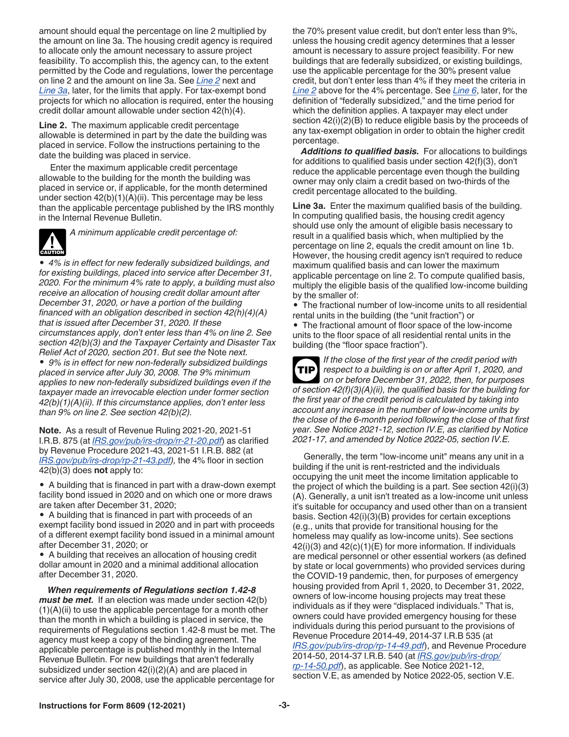amount should equal the percentage on line 2 multiplied by the amount on line 3a. The housing credit agency is required to allocate only the amount necessary to assure project feasibility. To accomplish this, the agency can, to the extent permitted by the Code and regulations, lower the percentage on line 2 and the amount on line 3a. See *Line 2* next and *Line 3a*, later, for the limits that apply. For tax-exempt bond projects for which no allocation is required, enter the housing credit dollar amount allowable under section 42(h)(4).

**Line 2.** The maximum applicable credit percentage allowable is determined in part by the date the building was placed in service. Follow the instructions pertaining to the date the building was placed in service.

Enter the maximum applicable credit percentage allowable to the building for the month the building was placed in service or, if applicable, for the month determined under section 42(b)(1)(A)(ii). This percentage may be less than the applicable percentage published by the IRS monthly in the Internal Revenue Bulletin.

**CAUTION**

*A minimum applicable credit percentage of:*

- *4% is in effect for new federally subsidized buildings, and for existing buildings, placed into service after December 31, 2020. For the minimum 4% rate to apply, a building must also receive an allocation of housing credit dollar amount after December 31, 2020, or have a portion of the building financed with an obligation described in section 42(h)(4)(A) that is issued after December 31, 2020. If these circumstances apply, don't enter less than 4% on line 2. See section 42(b)(3) and the Taxpayer Certainty and Disaster Tax Relief Act of 2020, section 201. But see the* Note *next.*
- *9% is in effect for new non-federally subsidized buildings placed in service after July 30, 2008. The 9% minimum applies to new non-federally subsidized buildings even if the taxpayer made an irrevocable election under former section 42(b)(1)(A)(ii). If this circumstance applies, don't enter less than 9% on line 2. See section 42(b)(2).*

**Note.** As a result of Revenue Ruling 2021-20, 2021-51 I.R.B. 875 (at *IRS.gov/pub/irs-drop/rr-21-20.pdf*) as clarified by Revenue Procedure 2021-43, 2021-51 I.R.B. 882 (at *IRS.gov/pub/irs-drop/rp-21-43.pdf),* the 4% floor in section 42(b)(3) does **not** apply to:

- A building that is financed in part with a draw-down exempt facility bond issued in 2020 and on which one or more draws are taken after December 31, 2020;
- A building that is financed in part with proceeds of an exempt facility bond issued in 2020 and in part with proceeds of a different exempt facility bond issued in a minimal amount after December 31, 2020; or
- A building that receives an allocation of housing credit dollar amount in 2020 and a minimal additional allocation after December 31, 2020.

***When requirements of Regulations section 1.42-8 must be met.*** If an election was made under section 42(b)(1)(A)(ii) to use the applicable percentage for a month other than the month in which a building is placed in service, the requirements of Regulations section 1.42-8 must be met. The agency must keep a copy of the binding agreement. The applicable percentage is published monthly in the Internal Revenue Bulletin. For new buildings that aren't federally subsidized under section 42(i)(2)(A) and are placed in service after July 30, 2008, use the applicable percentage for the 70% present value credit, but don't enter less than 9%, unless the housing credit agency determines that a lesser amount is necessary to assure project feasibility. For new buildings that are federally subsidized, or existing buildings, use the applicable percentage for the 30% present value credit, but don't enter less than 4% if they meet the criteria in *Line 2* above for the 4% percentage. See *Line 6*, later, for the definition of "federally subsidized," and the time period for which the definition applies. A taxpayer may elect under section 42(i)(2)(B) to reduce eligible basis by the proceeds of any tax-exempt obligation in order to obtain the higher credit percentage.

***Additions to qualified basis.*** For allocations to buildings for additions to qualified basis under section 42(f)(3), don't reduce the applicable percentage even though the building owner may only claim a credit based on two-thirds of the credit percentage allocated to the building.

**Line 3a.** Enter the maximum qualified basis of the building. In computing qualified basis, the housing credit agency should use only the amount of eligible basis necessary to result in a qualified basis which, when multiplied by the percentage on line 2, equals the credit amount on line 1b. However, the housing credit agency isn't required to reduce maximum qualified basis and can lower the maximum applicable percentage on line 2. To compute qualified basis, multiply the eligible basis of the qualified low-income building by the smaller of:

- The fractional number of low-income units to all residential rental units in the building (the "unit fraction") or
- The fractional amount of floor space of the low-income units to the floor space of all residential rental units in the building (the "floor space fraction").

**TIP**

*If the close of the first year of the credit period with respect to a building is on or after April 1, 2020, and on or before December 31, 2022, then, for purposes of section 42(f)(3)(A)(ii), the qualified basis for the building for the first year of the credit period is calculated by taking into account any increase in the number of low-income units by the close of the 6-month period following the close of that first year. See Notice 2021-12, section IV.E, as clarified by Notice 2021-17, and amended by Notice 2022-05, section IV.E.*

Generally, the term "low-income unit" means any unit in a building if the unit is rent-restricted and the individuals occupying the unit meet the income limitation applicable to the project of which the building is a part. See section 42(i)(3)(A). Generally, a unit isn't treated as a low-income unit unless it's suitable for occupancy and used other than on a transient basis. Section 42(i)(3)(B) provides for certain exceptions (e.g., units that provide for transitional housing for the homeless may qualify as low-income units). See sections 42(i)(3) and 42(c)(1)(E) for more information. If individuals are medical personnel or other essential workers (as defined by state or local governments) who provided services during the COVID-19 pandemic, then, for purposes of emergency housing provided from April 1, 2020, to December 31, 2022, owners of low-income housing projects may treat these individuals as if they were "displaced individuals." That is, owners could have provided emergency housing for these individuals during this period pursuant to the provisions of Revenue Procedure 2014-49, 2014-37 I.R.B 535 (at *IRS.gov/pub/irs-drop/rp-14-49.pdf*), and Revenue Procedure 2014-50, 2014-37 I.R.B. 540 (at *IRS.gov/pub/irs-drop/rp-14-50.pdf*), as applicable. See Notice 2021-12, section V.E, as amended by Notice 2022-05, section V.E.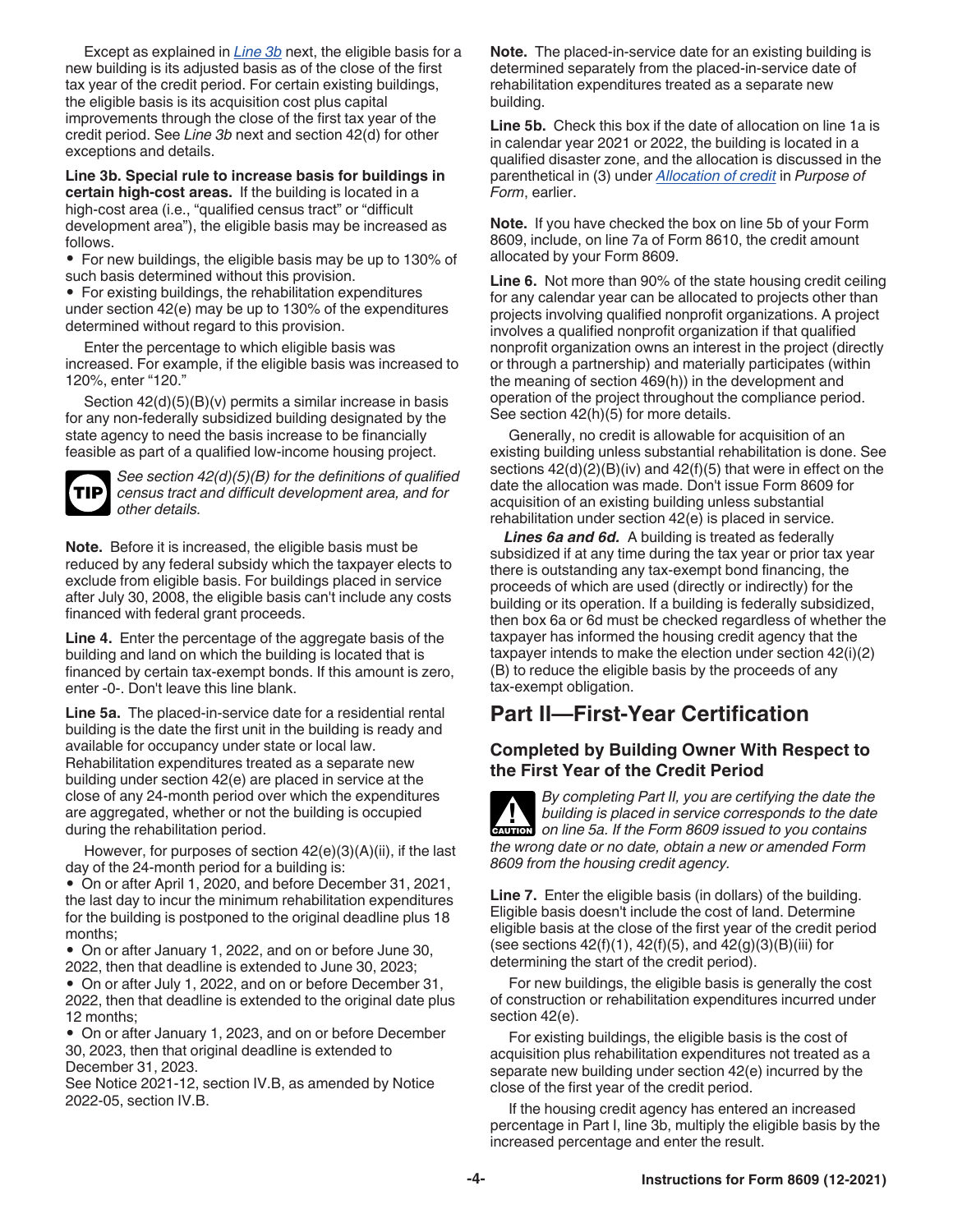Except as explained in *Line 3b* next, the eligible basis for a new building is its adjusted basis as of the close of the first tax year of the credit period. For certain existing buildings, the eligible basis is its acquisition cost plus capital improvements through the close of the first tax year of the credit period. See *Line 3b* next and section 42(d) for other exceptions and details.

**Line 3b. Special rule to increase basis for buildings in certain high-cost areas.** If the building is located in a high-cost area (i.e., "qualified census tract" or "difficult development area"), the eligible basis may be increased as follows.

- For new buildings, the eligible basis may be up to 130% of such basis determined without this provision.
- For existing buildings, the rehabilitation expenditures under section 42(e) may be up to 130% of the expenditures determined without regard to this provision.

Enter the percentage to which eligible basis was increased. For example, if the eligible basis was increased to 120%, enter "120."

Section 42(d)(5)(B)(v) permits a similar increase in basis for any non-federally subsidized building designated by the state agency to need the basis increase to be financially feasible as part of a qualified low-income housing project.

**TIP** *See section 42(d)(5)(B) for the definitions of qualified census tract and difficult development area, and for other details.*

**Note.** Before it is increased, the eligible basis must be reduced by any federal subsidy which the taxpayer elects to exclude from eligible basis. For buildings placed in service after July 30, 2008, the eligible basis can't include any costs financed with federal grant proceeds.

**Line 4.** Enter the percentage of the aggregate basis of the building and land on which the building is located that is financed by certain tax-exempt bonds. If this amount is zero, enter -0-. Don't leave this line blank.

**Line 5a.** The placed-in-service date for a residential rental building is the date the first unit in the building is ready and available for occupancy under state or local law. Rehabilitation expenditures treated as a separate new building under section 42(e) are placed in service at the close of any 24-month period over which the expenditures are aggregated, whether or not the building is occupied during the rehabilitation period.

However, for purposes of section 42(e)(3)(A)(ii), if the last day of the 24-month period for a building is:

- On or after April 1, 2020, and before December 31, 2021, the last day to incur the minimum rehabilitation expenditures for the building is postponed to the original deadline plus 18 months;
- On or after January 1, 2022, and on or before June 30, 2022, then that deadline is extended to June 30, 2023;
- On or after July 1, 2022, and on or before December 31, 2022, then that deadline is extended to the original date plus 12 months;
- On or after January 1, 2023, and on or before December 30, 2023, then that original deadline is extended to December 31, 2023.

See Notice 2021-12, section IV.B, as amended by Notice 2022-05, section IV.B.

**Note.** The placed-in-service date for an existing building is determined separately from the placed-in-service date of rehabilitation expenditures treated as a separate new building.

**Line 5b.** Check this box if the date of allocation on line 1a is in calendar year 2021 or 2022, the building is located in a qualified disaster zone, and the allocation is discussed in the parenthetical in (3) under *Allocation of credit* in *Purpose of Form*, earlier.

**Note.** If you have checked the box on line 5b of your Form 8609, include, on line 7a of Form 8610, the credit amount allocated by your Form 8609.

**Line 6.** Not more than 90% of the state housing credit ceiling for any calendar year can be allocated to projects other than projects involving qualified nonprofit organizations. A project involves a qualified nonprofit organization if that qualified nonprofit organization owns an interest in the project (directly or through a partnership) and materially participates (within the meaning of section 469(h)) in the development and operation of the project throughout the compliance period. See section 42(h)(5) for more details.

Generally, no credit is allowable for acquisition of an existing building unless substantial rehabilitation is done. See sections 42(d)(2)(B)(iv) and 42(f)(5) that were in effect on the date the allocation was made. Don't issue Form 8609 for acquisition of an existing building unless substantial rehabilitation under section 42(e) is placed in service.

***Lines 6a and 6d.*** A building is treated as federally subsidized if at any time during the tax year or prior tax year there is outstanding any tax-exempt bond financing, the proceeds of which are used (directly or indirectly) for the building or its operation. If a building is federally subsidized, then box 6a or 6d must be checked regardless of whether the taxpayer has informed the housing credit agency that the taxpayer intends to make the election under section 42(i)(2)(B) to reduce the eligible basis by the proceeds of any tax-exempt obligation.

## Part II—First-Year Certification

### Completed by Building Owner With Respect to the First Year of the Credit Period

**CAUTION** *By completing Part II, you are certifying the date the building is placed in service corresponds to the date on line 5a. If the Form 8609 issued to you contains the wrong date or no date, obtain a new or amended Form 8609 from the housing credit agency.*

**Line 7.** Enter the eligible basis (in dollars) of the building. Eligible basis doesn't include the cost of land. Determine eligible basis at the close of the first year of the credit period (see sections 42(f)(1), 42(f)(5), and 42(g)(3)(B)(iii) for determining the start of the credit period).

For new buildings, the eligible basis is generally the cost of construction or rehabilitation expenditures incurred under section 42(e).

For existing buildings, the eligible basis is the cost of acquisition plus rehabilitation expenditures not treated as a separate new building under section 42(e) incurred by the close of the first year of the credit period.

If the housing credit agency has entered an increased percentage in Part I, line 3b, multiply the eligible basis by the increased percentage and enter the result.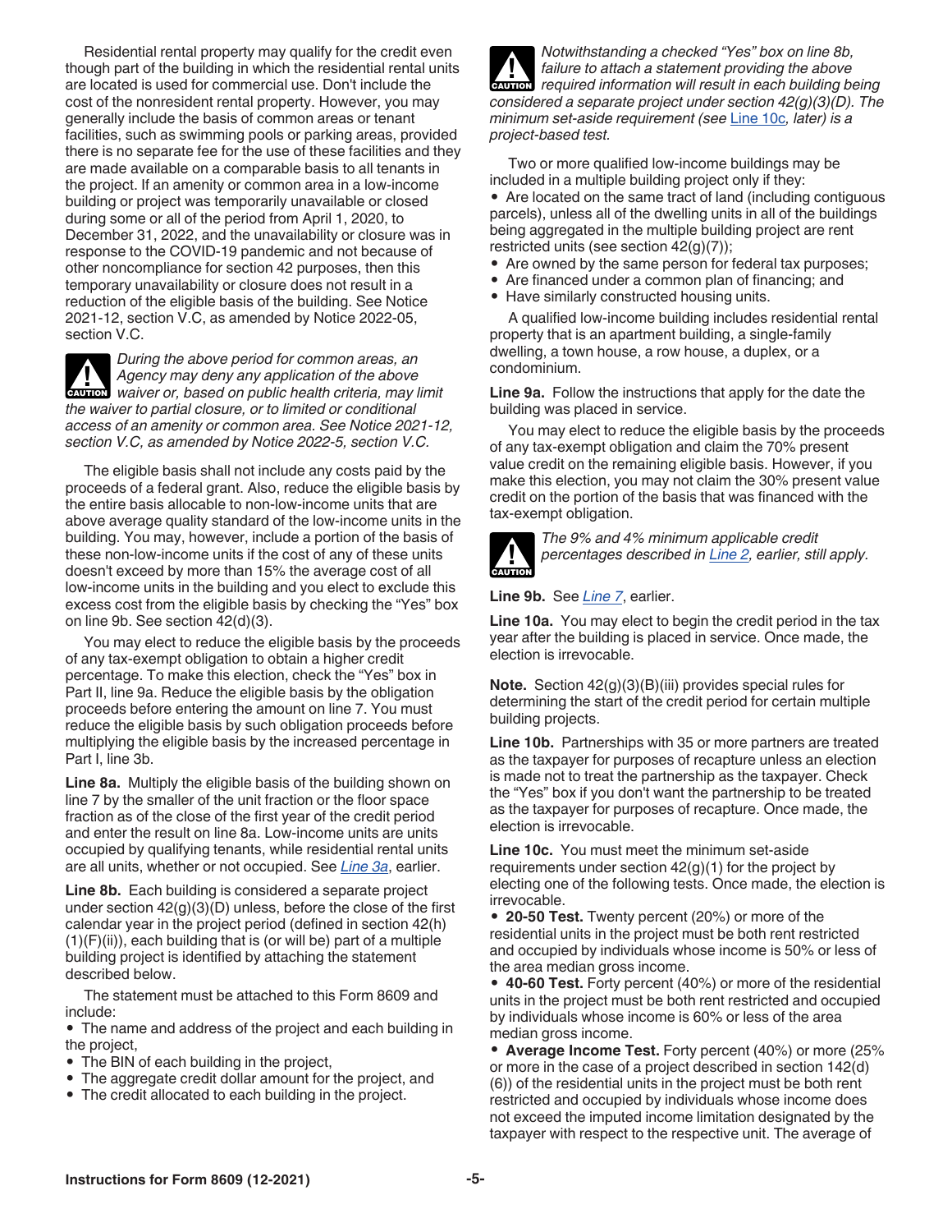Residential rental property may qualify for the credit even though part of the building in which the residential rental units are located is used for commercial use. Don't include the cost of the nonresident rental property. However, you may generally include the basis of common areas or tenant facilities, such as swimming pools or parking areas, provided there is no separate fee for the use of these facilities and they are made available on a comparable basis to all tenants in the project. If an amenity or common area in a low-income building or project was temporarily unavailable or closed during some or all of the period from April 1, 2020, to December 31, 2022, and the unavailability or closure was in response to the COVID-19 pandemic and not because of other noncompliance for section 42 purposes, then this temporary unavailability or closure does not result in a reduction of the eligible basis of the building. See Notice 2021-12, section V.C, as amended by Notice 2022-05, section V.C.

**CAUTION** *During the above period for common areas, an Agency may deny any application of the above waiver or, based on public health criteria, may limit the waiver to partial closure, or to limited or conditional access of an amenity or common area. See Notice 2021-12, section V.C, as amended by Notice 2022-5, section V.C.*

The eligible basis shall not include any costs paid by the proceeds of a federal grant. Also, reduce the eligible basis by the entire basis allocable to non-low-income units that are above average quality standard of the low-income units in the building. You may, however, include a portion of the basis of these non-low-income units if the cost of any of these units doesn't exceed by more than 15% the average cost of all low-income units in the building and you elect to exclude this excess cost from the eligible basis by checking the "Yes" box on line 9b. See section 42(d)(3).

You may elect to reduce the eligible basis by the proceeds of any tax-exempt obligation to obtain a higher credit percentage. To make this election, check the "Yes" box in Part II, line 9a. Reduce the eligible basis by the obligation proceeds before entering the amount on line 7. You must reduce the eligible basis by such obligation proceeds before multiplying the eligible basis by the increased percentage in Part I, line 3b.

**Line 8a.** Multiply the eligible basis of the building shown on line 7 by the smaller of the unit fraction or the floor space fraction as of the close of the first year of the credit period and enter the result on line 8a. Low-income units are units occupied by qualifying tenants, while residential rental units are all units, whether or not occupied. See *Line 3a*, earlier.

**Line 8b.** Each building is considered a separate project under section 42(g)(3)(D) unless, before the close of the first calendar year in the project period (defined in section 42(h)(1)(F)(ii)), each building that is (or will be) part of a multiple building project is identified by attaching the statement described below.

The statement must be attached to this Form 8609 and include:

- The name and address of the project and each building in the project,
- The BIN of each building in the project,
- The aggregate credit dollar amount for the project, and
- The credit allocated to each building in the project.

**CAUTION** *Notwithstanding a checked "Yes" box on line 8b, failure to attach a statement providing the above required information will result in each building being considered a separate project under section 42(g)(3)(D). The minimum set-aside requirement (see Line 10c, later) is a project-based test.*

Two or more qualified low-income buildings may be included in a multiple building project only if they:

- Are located on the same tract of land (including contiguous parcels), unless all of the dwelling units in all of the buildings being aggregated in the multiple building project are rent restricted units (see section 42(g)(7));
- Are owned by the same person for federal tax purposes;
- Are financed under a common plan of financing; and
- Have similarly constructed housing units.

A qualified low-income building includes residential rental property that is an apartment building, a single-family dwelling, a town house, a row house, a duplex, or a condominium.

**Line 9a.** Follow the instructions that apply for the date the building was placed in service.

You may elect to reduce the eligible basis by the proceeds of any tax-exempt obligation and claim the 70% present value credit on the remaining eligible basis. However, if you make this election, you may not claim the 30% present value credit on the portion of the basis that was financed with the tax-exempt obligation.

**CAUTION** *The 9% and 4% minimum applicable credit percentages described in Line 2, earlier, still apply.*

**Line 9b.** See *Line 7*, earlier.

**Line 10a.** You may elect to begin the credit period in the tax year after the building is placed in service. Once made, the election is irrevocable.

**Note.** Section 42(g)(3)(B)(iii) provides special rules for determining the start of the credit period for certain multiple building projects.

**Line 10b.** Partnerships with 35 or more partners are treated as the taxpayer for purposes of recapture unless an election is made not to treat the partnership as the taxpayer. Check the "Yes" box if you don't want the partnership to be treated as the taxpayer for purposes of recapture. Once made, the election is irrevocable.

**Line 10c.** You must meet the minimum set-aside requirements under section 42(g)(1) for the project by electing one of the following tests. Once made, the election is irrevocable.

- **20-50 Test.** Twenty percent (20%) or more of the residential units in the project must be both rent restricted and occupied by individuals whose income is 50% or less of the area median gross income.
- **40-60 Test.** Forty percent (40%) or more of the residential units in the project must be both rent restricted and occupied by individuals whose income is 60% or less of the area median gross income.
- **Average Income Test.** Forty percent (40%) or more (25% or more in the case of a project described in section 142(d)(6)) of the residential units in the project must be both rent restricted and occupied by individuals whose income does not exceed the imputed income limitation designated by the taxpayer with respect to the respective unit. The average of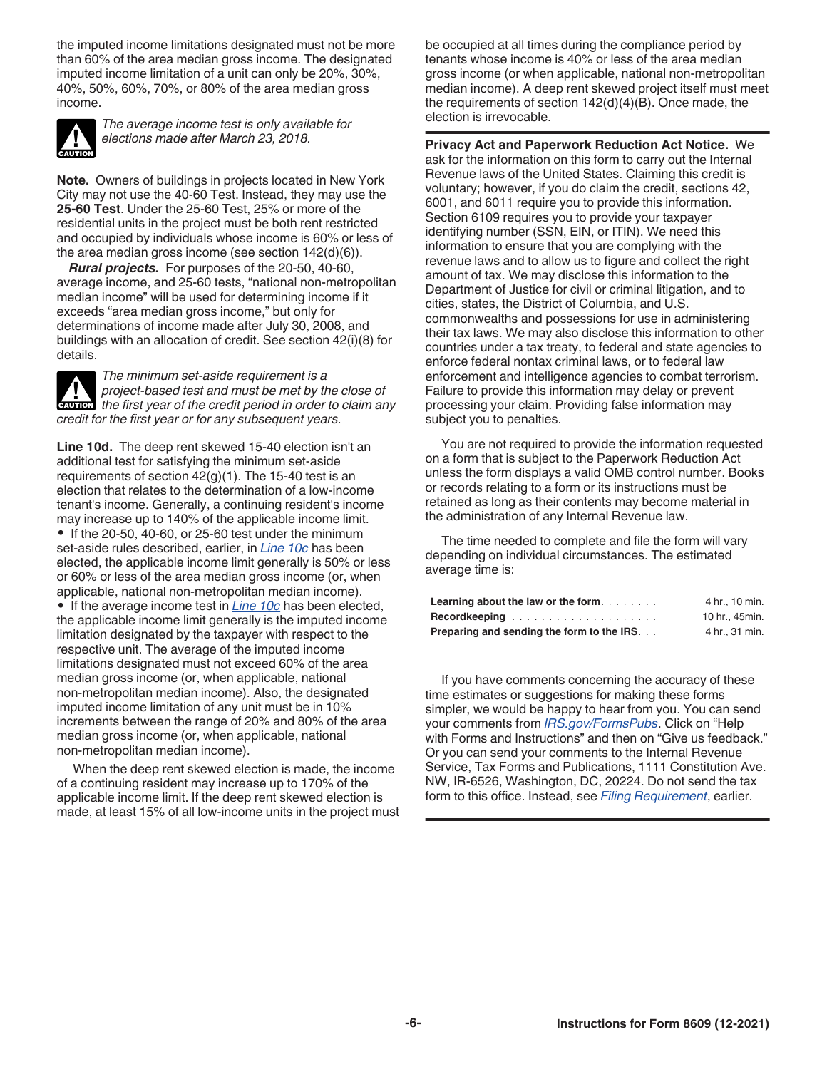the imputed income limitations designated must not be more than 60% of the area median gross income. The designated imputed income limitation of a unit can only be 20%, 30%, 40%, 50%, 60%, 70%, or 80% of the area median gross income.

**CAUTION** *The average income test is only available for elections made after March 23, 2018.*

**Note.** Owners of buildings in projects located in New York City may not use the 40-60 Test. Instead, they may use the **25-60 Test**. Under the 25-60 Test, 25% or more of the residential units in the project must be both rent restricted and occupied by individuals whose income is 60% or less of the area median gross income (see section 142(d)(6)).

***Rural projects.*** For purposes of the 20-50, 40-60, average income, and 25-60 tests, "national non-metropolitan median income" will be used for determining income if it exceeds "area median gross income," but only for determinations of income made after July 30, 2008, and buildings with an allocation of credit. See section 42(i)(8) for details.

**CAUTION** *The minimum set-aside requirement is a project-based test and must be met by the close of the first year of the credit period in order to claim any credit for the first year or for any subsequent years.*

**Line 10d.** The deep rent skewed 15-40 election isn't an additional test for satisfying the minimum set-aside requirements of section 42(g)(1). The 15-40 test is an election that relates to the determination of a low-income tenant's income. Generally, a continuing resident's income may increase up to 140% of the applicable income limit.

- If the 20-50, 40-60, or 25-60 test under the minimum set-aside rules described, earlier, in *Line 10c* has been elected, the applicable income limit generally is 50% or less or 60% or less of the area median gross income (or, when applicable, national non-metropolitan median income).
- If the average income test in *Line 10c* has been elected, the applicable income limit generally is the imputed income limitation designated by the taxpayer with respect to the respective unit. The average of the imputed income limitations designated must not exceed 60% of the area median gross income (or, when applicable, national non-metropolitan median income). Also, the designated imputed income limitation of any unit must be in 10% increments between the range of 20% and 80% of the area median gross income (or, when applicable, national non-metropolitan median income).

When the deep rent skewed election is made, the income of a continuing resident may increase up to 170% of the applicable income limit. If the deep rent skewed election is made, at least 15% of all low-income units in the project must be occupied at all times during the compliance period by tenants whose income is 40% or less of the area median gross income (or when applicable, national non-metropolitan median income). A deep rent skewed project itself must meet the requirements of section 142(d)(4)(B). Once made, the election is irrevocable.

**Privacy Act and Paperwork Reduction Act Notice.** We ask for the information on this form to carry out the Internal Revenue laws of the United States. Claiming this credit is voluntary; however, if you do claim the credit, sections 42, 6001, and 6011 require you to provide this information. Section 6109 requires you to provide your taxpayer identifying number (SSN, EIN, or ITIN). We need this information to ensure that you are complying with the revenue laws and to allow us to figure and collect the right amount of tax. We may disclose this information to the Department of Justice for civil or criminal litigation, and to cities, states, the District of Columbia, and U.S. commonwealths and possessions for use in administering their tax laws. We may also disclose this information to other countries under a tax treaty, to federal and state agencies to enforce federal nontax criminal laws, or to federal law enforcement and intelligence agencies to combat terrorism. Failure to provide this information may delay or prevent processing your claim. Providing false information may subject you to penalties.

You are not required to provide the information requested on a form that is subject to the Paperwork Reduction Act unless the form displays a valid OMB control number. Books or records relating to a form or its instructions must be retained as long as their contents may become material in the administration of any Internal Revenue law.

The time needed to complete and file the form will vary depending on individual circumstances. The estimated average time is:

| | |
|---|---|
| **Learning about the law or the form** | 4 hr., 10 min. |
| **Recordkeeping** | 10 hr., 45min. |
| **Preparing and sending the form to the IRS** | 4 hr., 31 min. |

If you have comments concerning the accuracy of these time estimates or suggestions for making these forms simpler, we would be happy to hear from you. You can send your comments from *IRS.gov/FormsPubs*. Click on "Help with Forms and Instructions" and then on "Give us feedback." Or you can send your comments to the Internal Revenue Service, Tax Forms and Publications, 1111 Constitution Ave. NW, IR-6526, Washington, DC, 20224. Do not send the tax form to this office. Instead, see *Filing Requirement*, earlier.